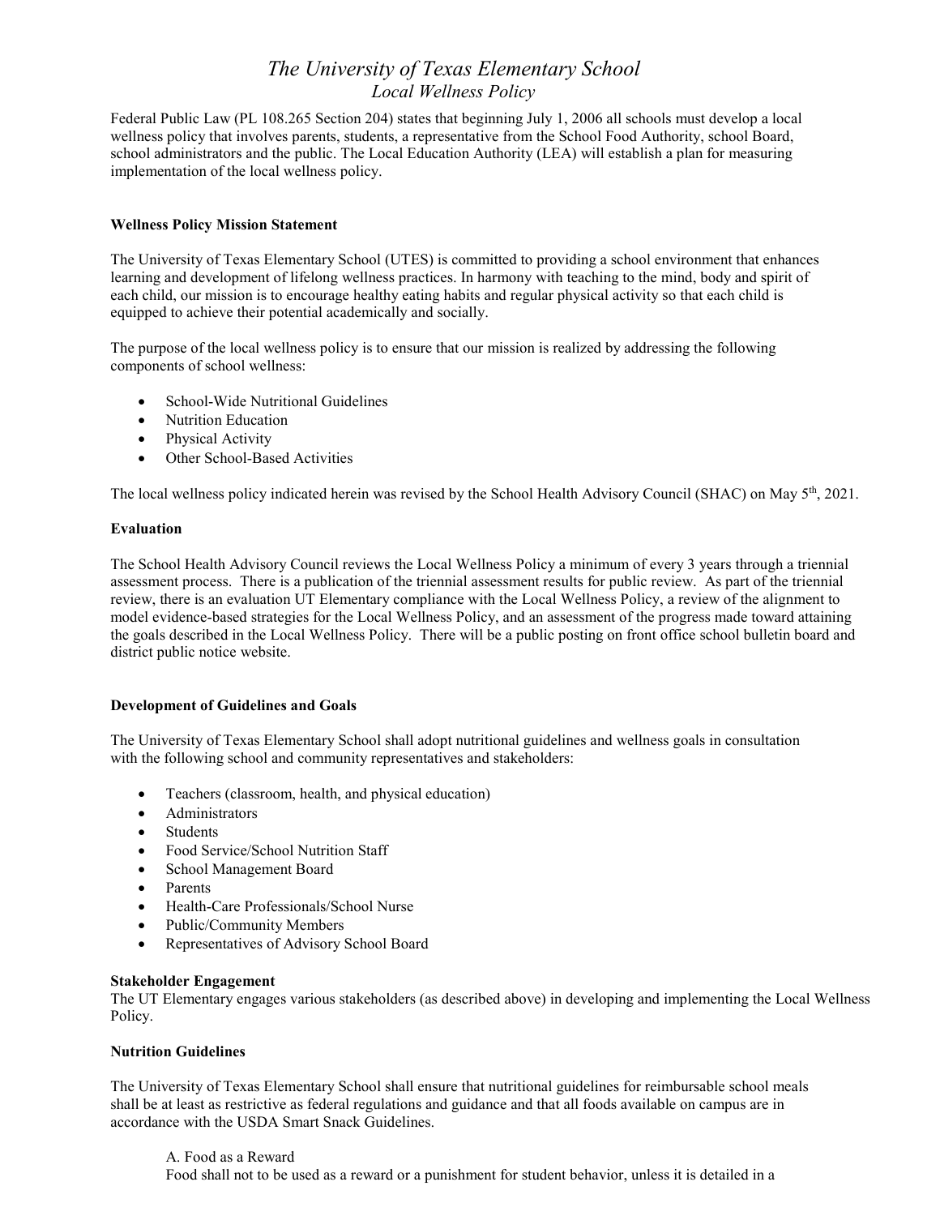# *The University of Texas Elementary School*
## *Local Wellness Policy*

Federal Public Law (PL 108.265 Section 204) states that beginning July 1, 2006 all schools must develop a local wellness policy that involves parents, students, a representative from the School Food Authority, school Board, school administrators and the public. The Local Education Authority (LEA) will establish a plan for measuring implementation of the local wellness policy.

**Wellness Policy Mission Statement**

The University of Texas Elementary School (UTES) is committed to providing a school environment that enhances learning and development of lifelong wellness practices. In harmony with teaching to the mind, body and spirit of each child, our mission is to encourage healthy eating habits and regular physical activity so that each child is equipped to achieve their potential academically and socially.

The purpose of the local wellness policy is to ensure that our mission is realized by addressing the following components of school wellness:

- School-Wide Nutritional Guidelines
- Nutrition Education
- Physical Activity
- Other School-Based Activities

The local wellness policy indicated herein was revised by the School Health Advisory Council (SHAC) on May 5th, 2021.

**Evaluation**

The School Health Advisory Council reviews the Local Wellness Policy a minimum of every 3 years through a triennial assessment process. There is a publication of the triennial assessment results for public review. As part of the triennial review, there is an evaluation UT Elementary compliance with the Local Wellness Policy, a review of the alignment to model evidence-based strategies for the Local Wellness Policy, and an assessment of the progress made toward attaining the goals described in the Local Wellness Policy. There will be a public posting on front office school bulletin board and district public notice website.

**Development of Guidelines and Goals**

The University of Texas Elementary School shall adopt nutritional guidelines and wellness goals in consultation with the following school and community representatives and stakeholders:

- Teachers (classroom, health, and physical education)
- Administrators
- Students
- Food Service/School Nutrition Staff
- School Management Board
- Parents
- Health-Care Professionals/School Nurse
- Public/Community Members
- Representatives of Advisory School Board

**Stakeholder Engagement**
The UT Elementary engages various stakeholders (as described above) in developing and implementing the Local Wellness Policy.

**Nutrition Guidelines**

The University of Texas Elementary School shall ensure that nutritional guidelines for reimbursable school meals shall be at least as restrictive as federal regulations and guidance and that all foods available on campus are in accordance with the USDA Smart Snack Guidelines.

A. Food as a Reward
Food shall not to be used as a reward or a punishment for student behavior, unless it is detailed in a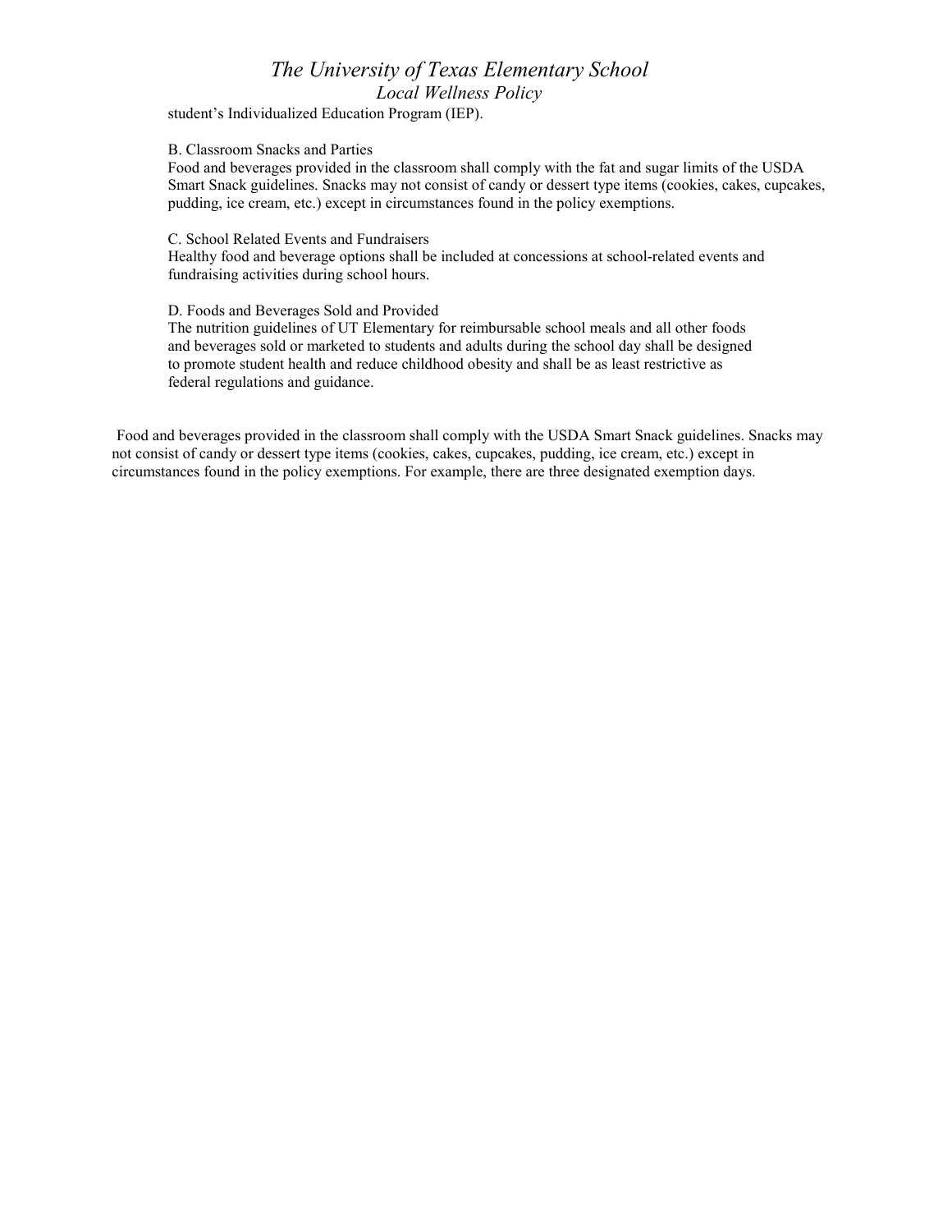student's Individualized Education Program (IEP).

B. Classroom Snacks and Parties

Food and beverages provided in the classroom shall comply with the fat and sugar limits of the USDA Smart Snack guidelines. Snacks may not consist of candy or dessert type items (cookies, cakes, cupcakes, pudding, ice cream, etc.) except in circumstances found in the policy exemptions.

C. School Related Events and Fundraisers

Healthy food and beverage options shall be included at concessions at school-related events and fundraising activities during school hours.

D. Foods and Beverages Sold and Provided

The nutrition guidelines of UT Elementary for reimbursable school meals and all other foods and beverages sold or marketed to students and adults during the school day shall be designed to promote student health and reduce childhood obesity and shall be as least restrictive as federal regulations and guidance.

Food and beverages provided in the classroom shall comply with the USDA Smart Snack guidelines. Snacks may not consist of candy or dessert type items (cookies, cakes, cupcakes, pudding, ice cream, etc.) except in circumstances found in the policy exemptions. For example, there are three designated exemption days.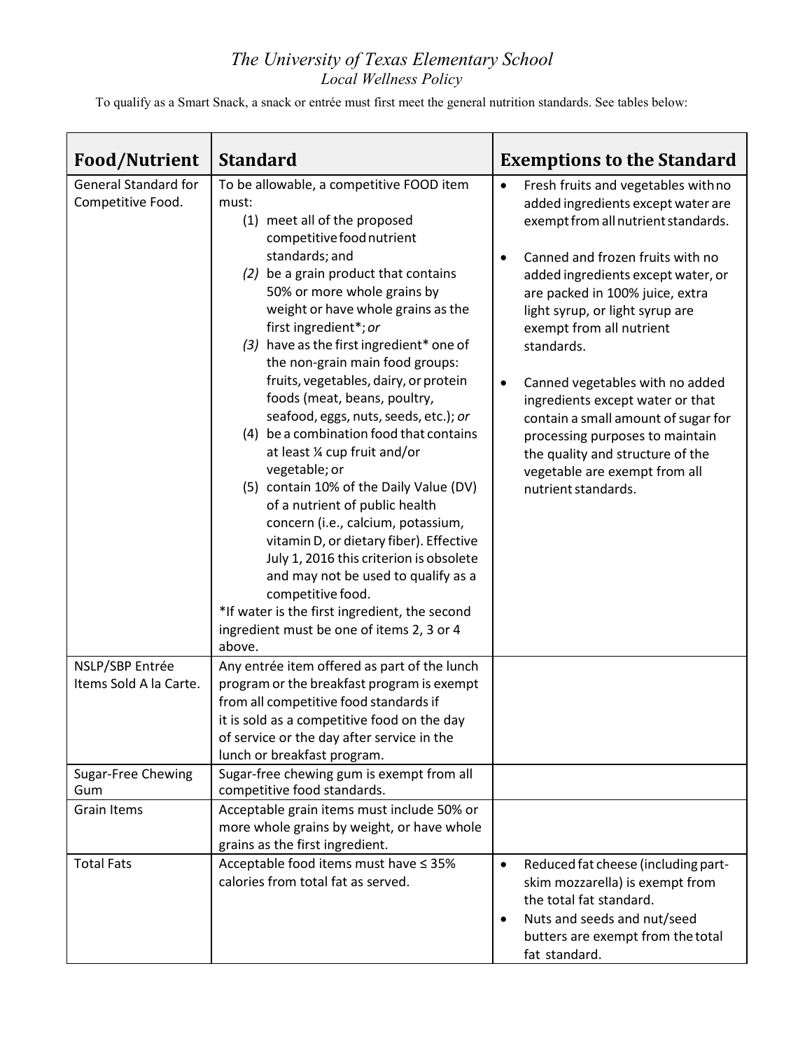*The University of Texas Elementary School*
*Local Wellness Policy*

To qualify as a Smart Snack, a snack or entrée must first meet the general nutrition standards. See tables below:

| Food/Nutrient | Standard | Exemptions to the Standard |
|---|---|---|
| General Standard for Competitive Food. | To be allowable, a competitive FOOD item must:<br>(1) meet all of the proposed competitive food nutrient standards; and<br>*(2)* be a grain product that contains 50% or more whole grains by weight or have whole grains as the first ingredient*; *or*<br>*(3)* have as the first ingredient* one of the non-grain main food groups: fruits, vegetables, dairy, or protein foods (meat, beans, poultry, seafood, eggs, nuts, seeds, etc.); *or*<br>(4) be a combination food that contains at least ¼ cup fruit and/or vegetable; or<br>(5) contain 10% of the Daily Value (DV) of a nutrient of public health concern (i.e., calcium, potassium, vitamin D, or dietary fiber). Effective July 1, 2016 this criterion is obsolete and may not be used to qualify as a competitive food.<br>*If water is the first ingredient, the second ingredient must be one of items 2, 3 or 4 above. | • Fresh fruits and vegetables with no added ingredients except water are exempt from all nutrient standards.<br>• Canned and frozen fruits with no added ingredients except water, or are packed in 100% juice, extra light syrup, or light syrup are exempt from all nutrient standards.<br>• Canned vegetables with no added ingredients except water or that contain a small amount of sugar for processing purposes to maintain the quality and structure of the vegetable are exempt from all nutrient standards. |
| NSLP/SBP Entrée Items Sold A la Carte. | Any entrée item offered as part of the lunch program or the breakfast program is exempt from all competitive food standards if it is sold as a competitive food on the day of service or the day after service in the lunch or breakfast program. | |
| Sugar-Free Chewing Gum | Sugar-free chewing gum is exempt from all competitive food standards. | |
| Grain Items | Acceptable grain items must include 50% or more whole grains by weight, or have whole grains as the first ingredient. | |
| Total Fats | Acceptable food items must have ≤ 35% calories from total fat as served. | • Reduced fat cheese (including part-skim mozzarella) is exempt from the total fat standard.<br>• Nuts and seeds and nut/seed butters are exempt from the total fat standard. |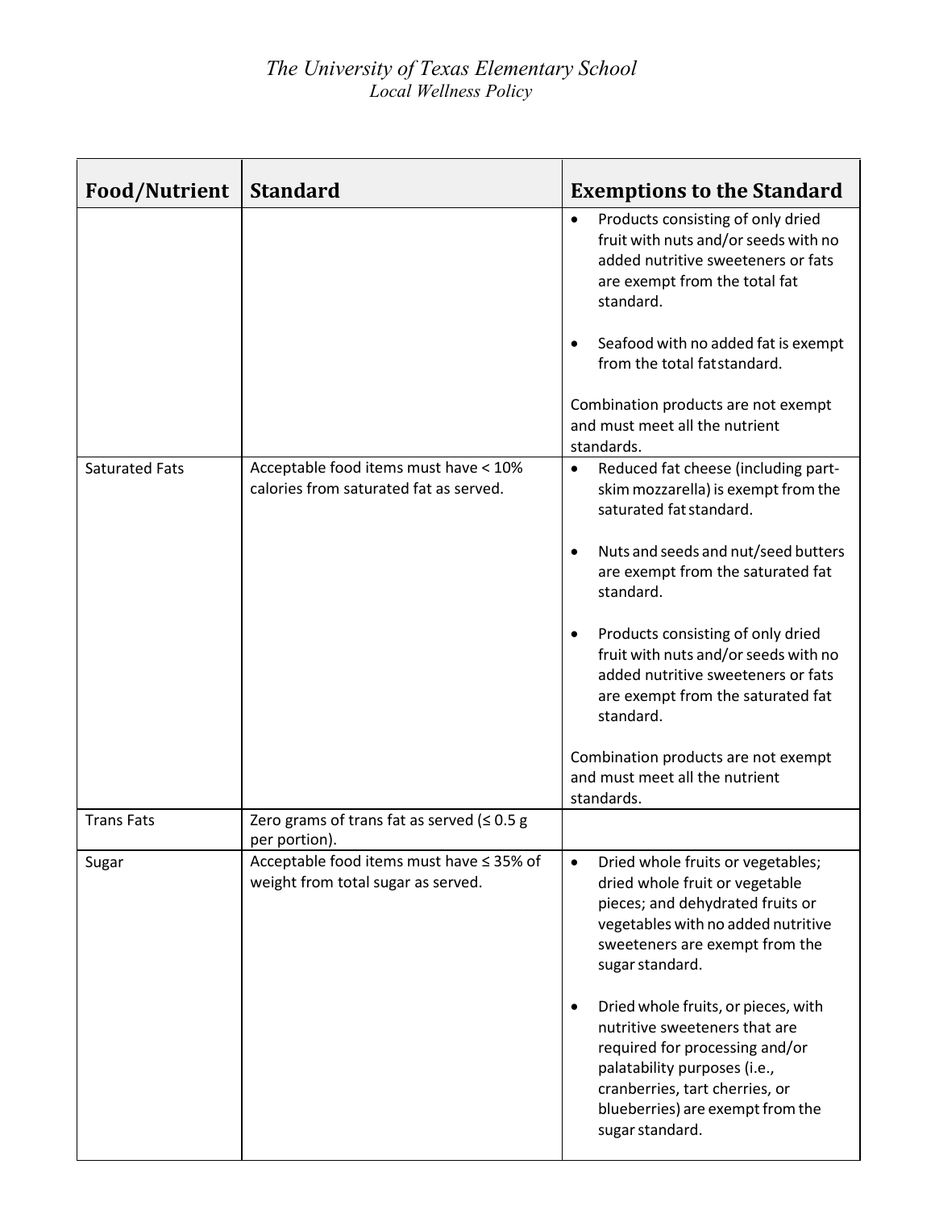| Food/Nutrient | Standard | Exemptions to the Standard |
|---|---|---|
| | | • Products consisting of only dried fruit with nuts and/or seeds with no added nutritive sweeteners or fats are exempt from the total fat standard.<br><br>• Seafood with no added fat is exempt from the total fat standard.<br><br>Combination products are not exempt and must meet all the nutrient standards. |
| Saturated Fats | Acceptable food items must have < 10% calories from saturated fat as served. | • Reduced fat cheese (including part-skim mozzarella) is exempt from the saturated fat standard.<br><br>• Nuts and seeds and nut/seed butters are exempt from the saturated fat standard.<br><br>• Products consisting of only dried fruit with nuts and/or seeds with no added nutritive sweeteners or fats are exempt from the saturated fat standard.<br><br>Combination products are not exempt and must meet all the nutrient standards. |
| Trans Fats | Zero grams of trans fat as served (≤ 0.5 g per portion). | |
| Sugar | Acceptable food items must have ≤ 35% of weight from total sugar as served. | • Dried whole fruits or vegetables; dried whole fruit or vegetable pieces; and dehydrated fruits or vegetables with no added nutritive sweeteners are exempt from the sugar standard.<br><br>• Dried whole fruits, or pieces, with nutritive sweeteners that are required for processing and/or palatability purposes (i.e., cranberries, tart cherries, or blueberries) are exempt from the sugar standard. |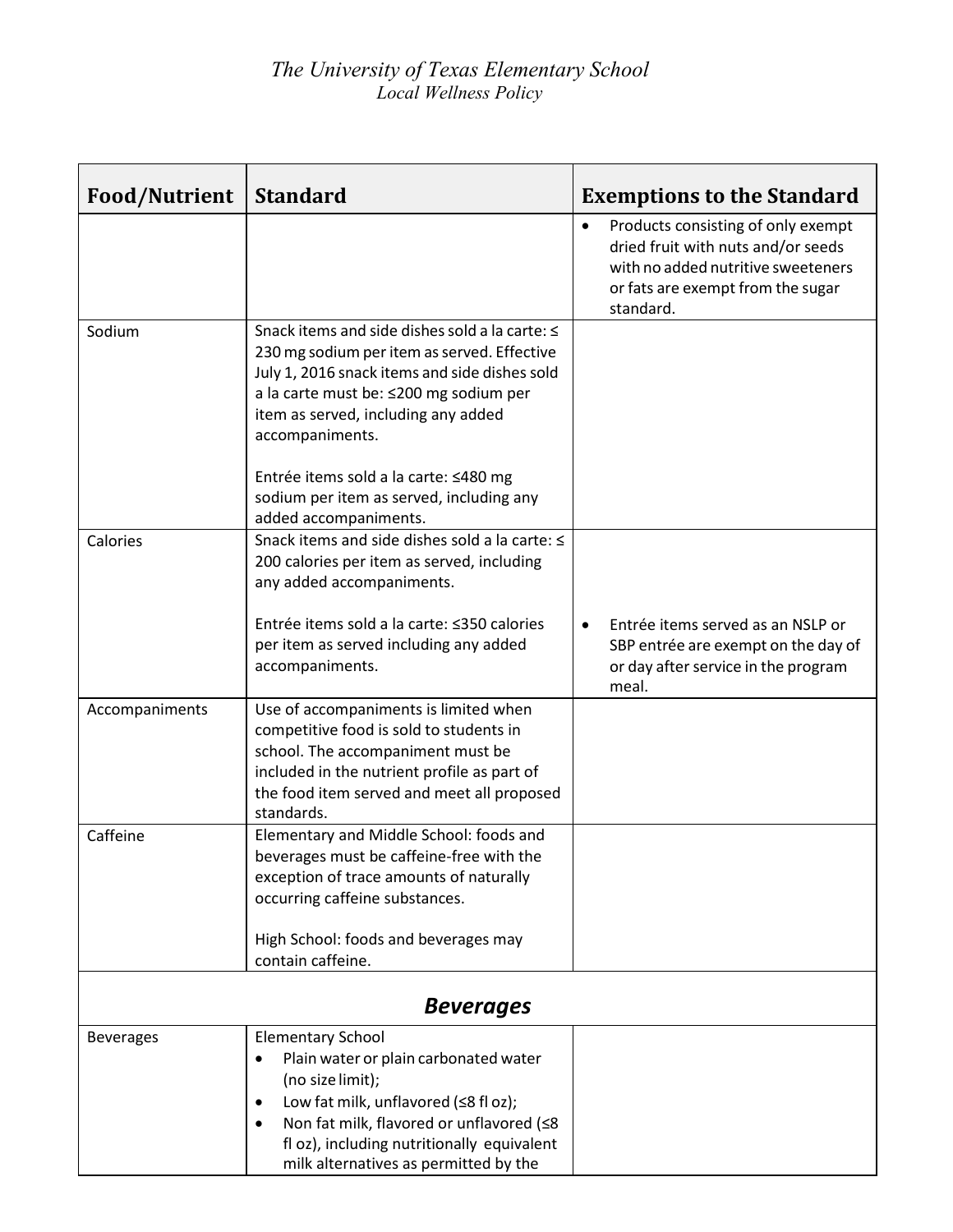*The University of Texas Elementary School*
*Local Wellness Policy*

| Food/Nutrient | Standard | Exemptions to the Standard |
|---|---|---|
| | | • Products consisting of only exempt dried fruit with nuts and/or seeds with no added nutritive sweeteners or fats are exempt from the sugar standard. |
| Sodium | Snack items and side dishes sold a la carte: ≤ 230 mg sodium per item as served. Effective July 1, 2016 snack items and side dishes sold a la carte must be: ≤200 mg sodium per item as served, including any added accompaniments.<br><br>Entrée items sold a la carte: ≤480 mg sodium per item as served, including any added accompaniments. | |
| Calories | Snack items and side dishes sold a la carte: ≤ 200 calories per item as served, including any added accompaniments.<br><br>Entrée items sold a la carte: ≤350 calories per item as served including any added accompaniments. | • Entrée items served as an NSLP or SBP entrée are exempt on the day of or day after service in the program meal. |
| Accompaniments | Use of accompaniments is limited when competitive food is sold to students in school. The accompaniment must be included in the nutrient profile as part of the food item served and meet all proposed standards. | |
| Caffeine | Elementary and Middle School: foods and beverages must be caffeine-free with the exception of trace amounts of naturally occurring caffeine substances.<br><br>High School: foods and beverages may contain caffeine. | |
| ***Beverages*** | | |
| Beverages | Elementary School<br>• Plain water or plain carbonated water (no size limit);<br>• Low fat milk, unflavored (≤8 fl oz);<br>• Non fat milk, flavored or unflavored (≤8 fl oz), including nutritionally equivalent milk alternatives as permitted by the | |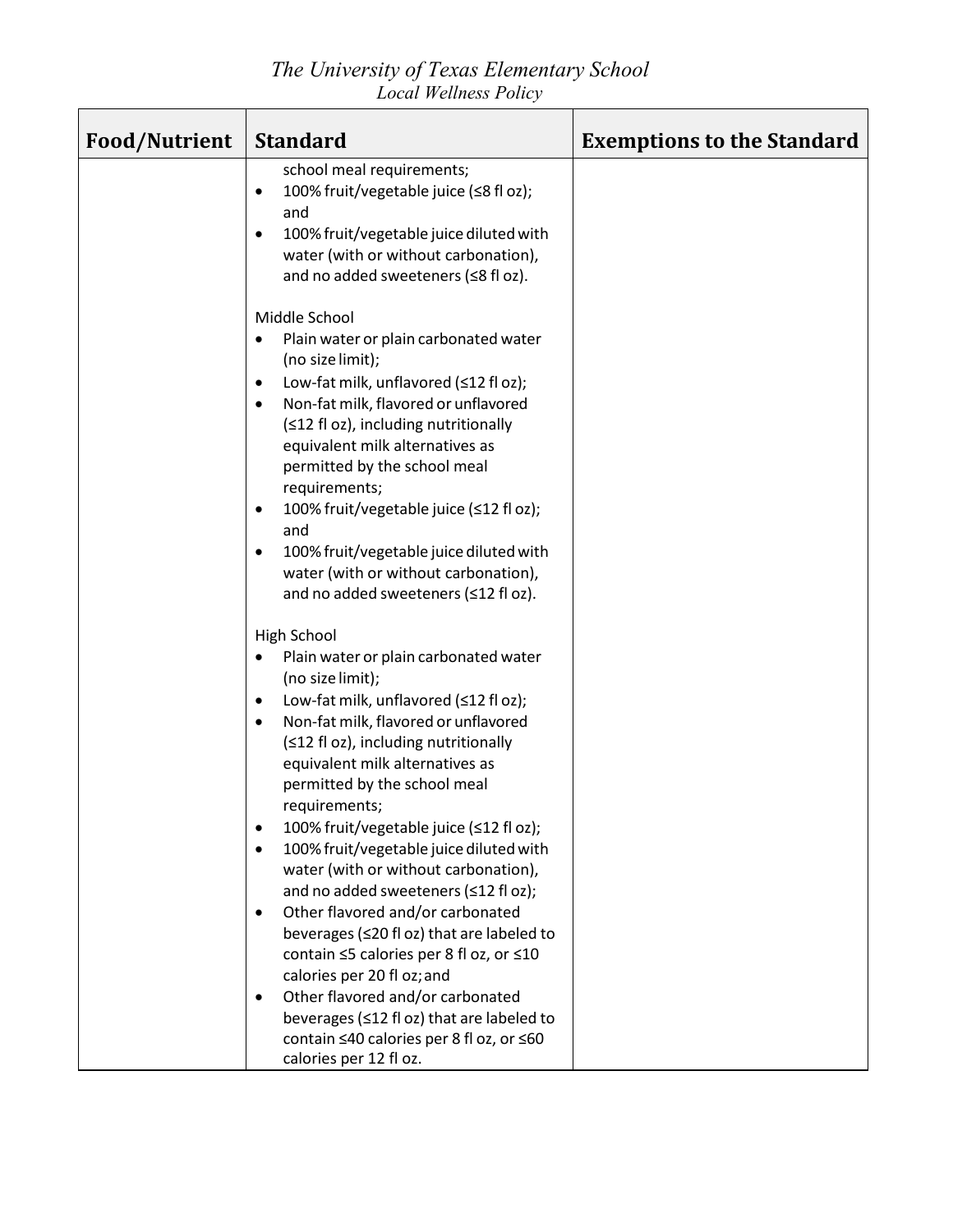| Food/Nutrient | Standard | Exemptions to the Standard |
|---|---|---|
| | school meal requirements;<br>• 100% fruit/vegetable juice (≤8 fl oz); and<br>• 100% fruit/vegetable juice diluted with water (with or without carbonation), and no added sweeteners (≤8 fl oz).<br><br>Middle School<br>• Plain water or plain carbonated water (no size limit);<br>• Low-fat milk, unflavored (≤12 fl oz);<br>• Non-fat milk, flavored or unflavored (≤12 fl oz), including nutritionally equivalent milk alternatives as permitted by the school meal requirements;<br>• 100% fruit/vegetable juice (≤12 fl oz); and<br>• 100% fruit/vegetable juice diluted with water (with or without carbonation), and no added sweeteners (≤12 fl oz).<br><br>High School<br>• Plain water or plain carbonated water (no size limit);<br>• Low-fat milk, unflavored (≤12 fl oz);<br>• Non-fat milk, flavored or unflavored (≤12 fl oz), including nutritionally equivalent milk alternatives as permitted by the school meal requirements;<br>• 100% fruit/vegetable juice (≤12 fl oz);<br>• 100% fruit/vegetable juice diluted with water (with or without carbonation), and no added sweeteners (≤12 fl oz);<br>• Other flavored and/or carbonated beverages (≤20 fl oz) that are labeled to contain ≤5 calories per 8 fl oz, or ≤10 calories per 20 fl oz; and<br>• Other flavored and/or carbonated beverages (≤12 fl oz) that are labeled to contain ≤40 calories per 8 fl oz, or ≤60 calories per 12 fl oz. | |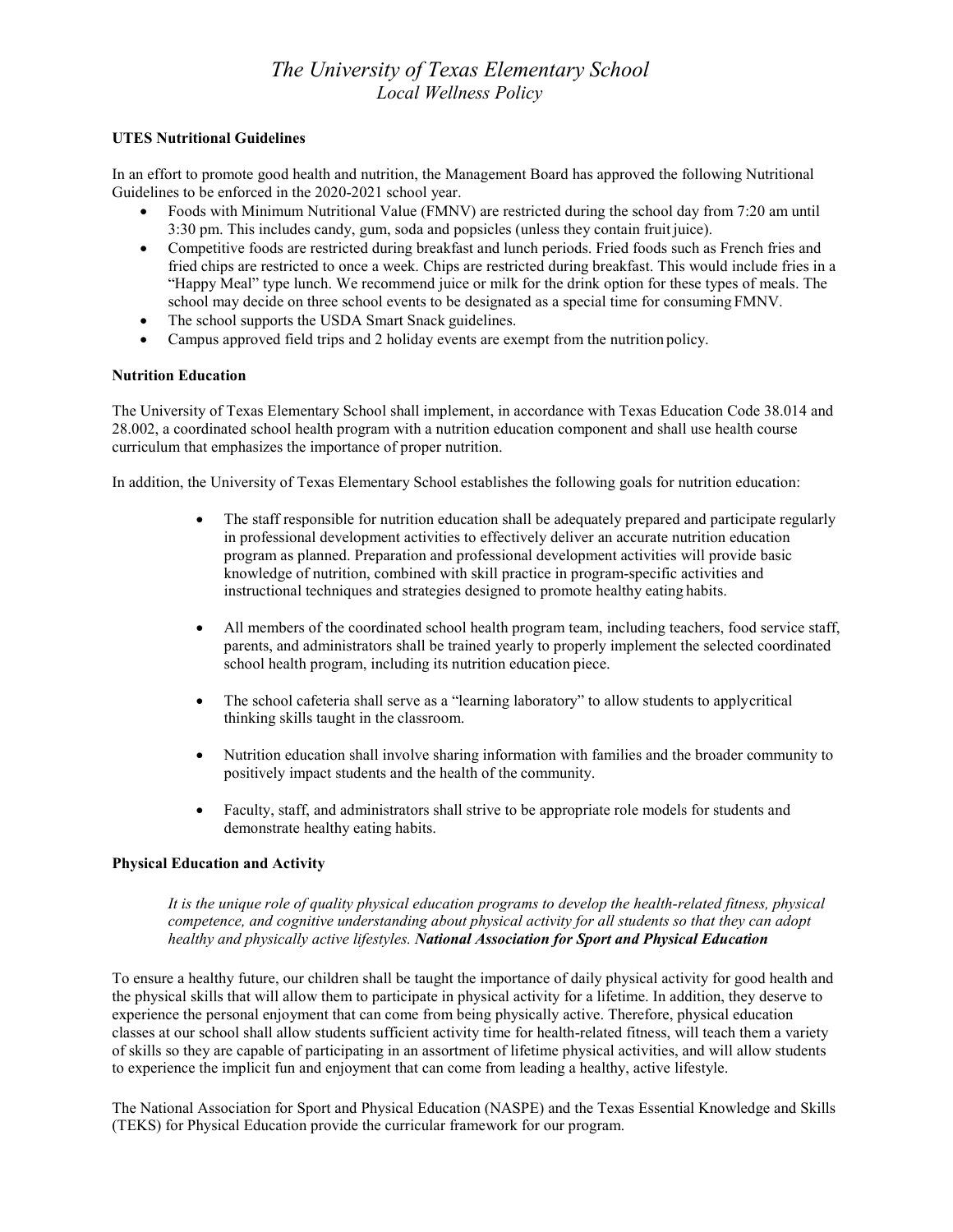# *The University of Texas Elementary School*
## *Local Wellness Policy*

**UTES Nutritional Guidelines**

In an effort to promote good health and nutrition, the Management Board has approved the following Nutritional Guidelines to be enforced in the 2020-2021 school year.

- Foods with Minimum Nutritional Value (FMNV) are restricted during the school day from 7:20 am until 3:30 pm. This includes candy, gum, soda and popsicles (unless they contain fruit juice).
- Competitive foods are restricted during breakfast and lunch periods. Fried foods such as French fries and fried chips are restricted to once a week. Chips are restricted during breakfast. This would include fries in a "Happy Meal" type lunch. We recommend juice or milk for the drink option for these types of meals. The school may decide on three school events to be designated as a special time for consuming FMNV.
- The school supports the USDA Smart Snack guidelines.
- Campus approved field trips and 2 holiday events are exempt from the nutrition policy.

**Nutrition Education**

The University of Texas Elementary School shall implement, in accordance with Texas Education Code 38.014 and 28.002, a coordinated school health program with a nutrition education component and shall use health course curriculum that emphasizes the importance of proper nutrition.

In addition, the University of Texas Elementary School establishes the following goals for nutrition education:

- The staff responsible for nutrition education shall be adequately prepared and participate regularly in professional development activities to effectively deliver an accurate nutrition education program as planned. Preparation and professional development activities will provide basic knowledge of nutrition, combined with skill practice in program-specific activities and instructional techniques and strategies designed to promote healthy eating habits.

- All members of the coordinated school health program team, including teachers, food service staff, parents, and administrators shall be trained yearly to properly implement the selected coordinated school health program, including its nutrition education piece.

- The school cafeteria shall serve as a "learning laboratory" to allow students to apply critical thinking skills taught in the classroom.

- Nutrition education shall involve sharing information with families and the broader community to positively impact students and the health of the community.

- Faculty, staff, and administrators shall strive to be appropriate role models for students and demonstrate healthy eating habits.

**Physical Education and Activity**

> *It is the unique role of quality physical education programs to develop the health-related fitness, physical competence, and cognitive understanding about physical activity for all students so that they can adopt healthy and physically active lifestyles.* ***National Association for Sport and Physical Education***

To ensure a healthy future, our children shall be taught the importance of daily physical activity for good health and the physical skills that will allow them to participate in physical activity for a lifetime. In addition, they deserve to experience the personal enjoyment that can come from being physically active. Therefore, physical education classes at our school shall allow students sufficient activity time for health-related fitness, will teach them a variety of skills so they are capable of participating in an assortment of lifetime physical activities, and will allow students to experience the implicit fun and enjoyment that can come from leading a healthy, active lifestyle.

The National Association for Sport and Physical Education (NASPE) and the Texas Essential Knowledge and Skills (TEKS) for Physical Education provide the curricular framework for our program.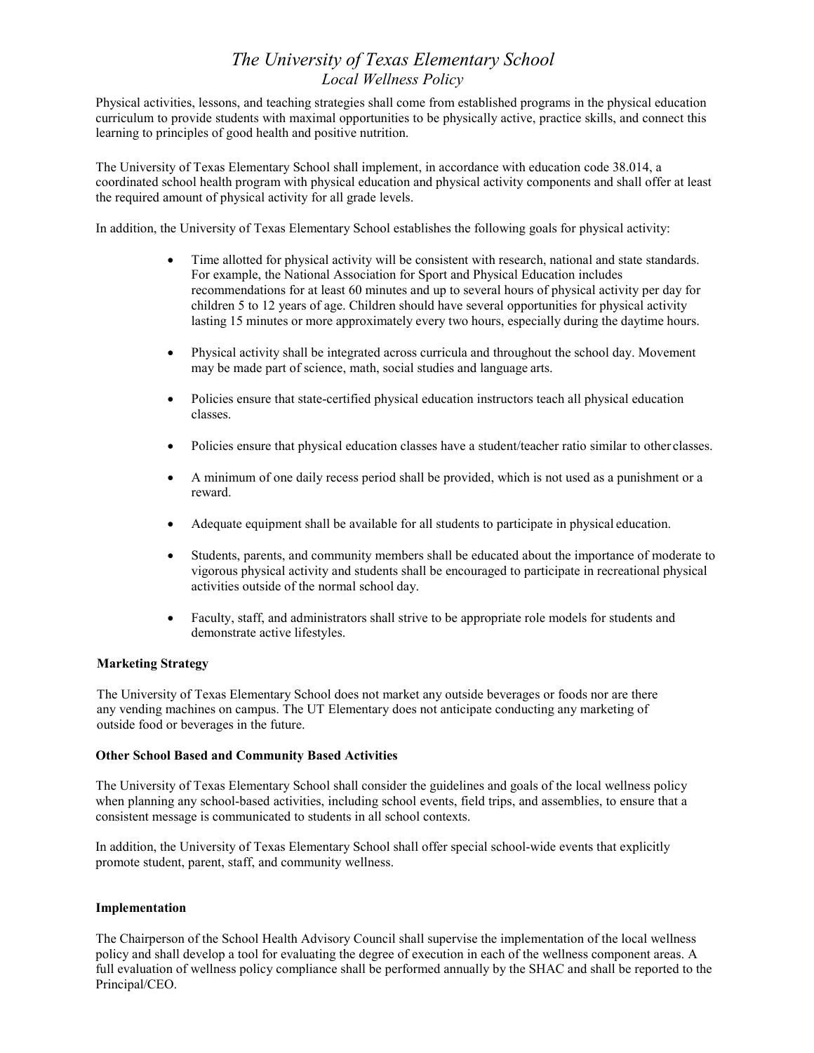# *The University of Texas Elementary School*
## *Local Wellness Policy*

Physical activities, lessons, and teaching strategies shall come from established programs in the physical education curriculum to provide students with maximal opportunities to be physically active, practice skills, and connect this learning to principles of good health and positive nutrition.

The University of Texas Elementary School shall implement, in accordance with education code 38.014, a coordinated school health program with physical education and physical activity components and shall offer at least the required amount of physical activity for all grade levels.

In addition, the University of Texas Elementary School establishes the following goals for physical activity:

- Time allotted for physical activity will be consistent with research, national and state standards. For example, the National Association for Sport and Physical Education includes recommendations for at least 60 minutes and up to several hours of physical activity per day for children 5 to 12 years of age. Children should have several opportunities for physical activity lasting 15 minutes or more approximately every two hours, especially during the daytime hours.
- Physical activity shall be integrated across curricula and throughout the school day. Movement may be made part of science, math, social studies and language arts.
- Policies ensure that state-certified physical education instructors teach all physical education classes.
- Policies ensure that physical education classes have a student/teacher ratio similar to other classes.
- A minimum of one daily recess period shall be provided, which is not used as a punishment or a reward.
- Adequate equipment shall be available for all students to participate in physical education.
- Students, parents, and community members shall be educated about the importance of moderate to vigorous physical activity and students shall be encouraged to participate in recreational physical activities outside of the normal school day.
- Faculty, staff, and administrators shall strive to be appropriate role models for students and demonstrate active lifestyles.

**Marketing Strategy**

The University of Texas Elementary School does not market any outside beverages or foods nor are there any vending machines on campus. The UT Elementary does not anticipate conducting any marketing of outside food or beverages in the future.

**Other School Based and Community Based Activities**

The University of Texas Elementary School shall consider the guidelines and goals of the local wellness policy when planning any school-based activities, including school events, field trips, and assemblies, to ensure that a consistent message is communicated to students in all school contexts.

In addition, the University of Texas Elementary School shall offer special school-wide events that explicitly promote student, parent, staff, and community wellness.

**Implementation**

The Chairperson of the School Health Advisory Council shall supervise the implementation of the local wellness policy and shall develop a tool for evaluating the degree of execution in each of the wellness component areas. A full evaluation of wellness policy compliance shall be performed annually by the SHAC and shall be reported to the Principal/CEO.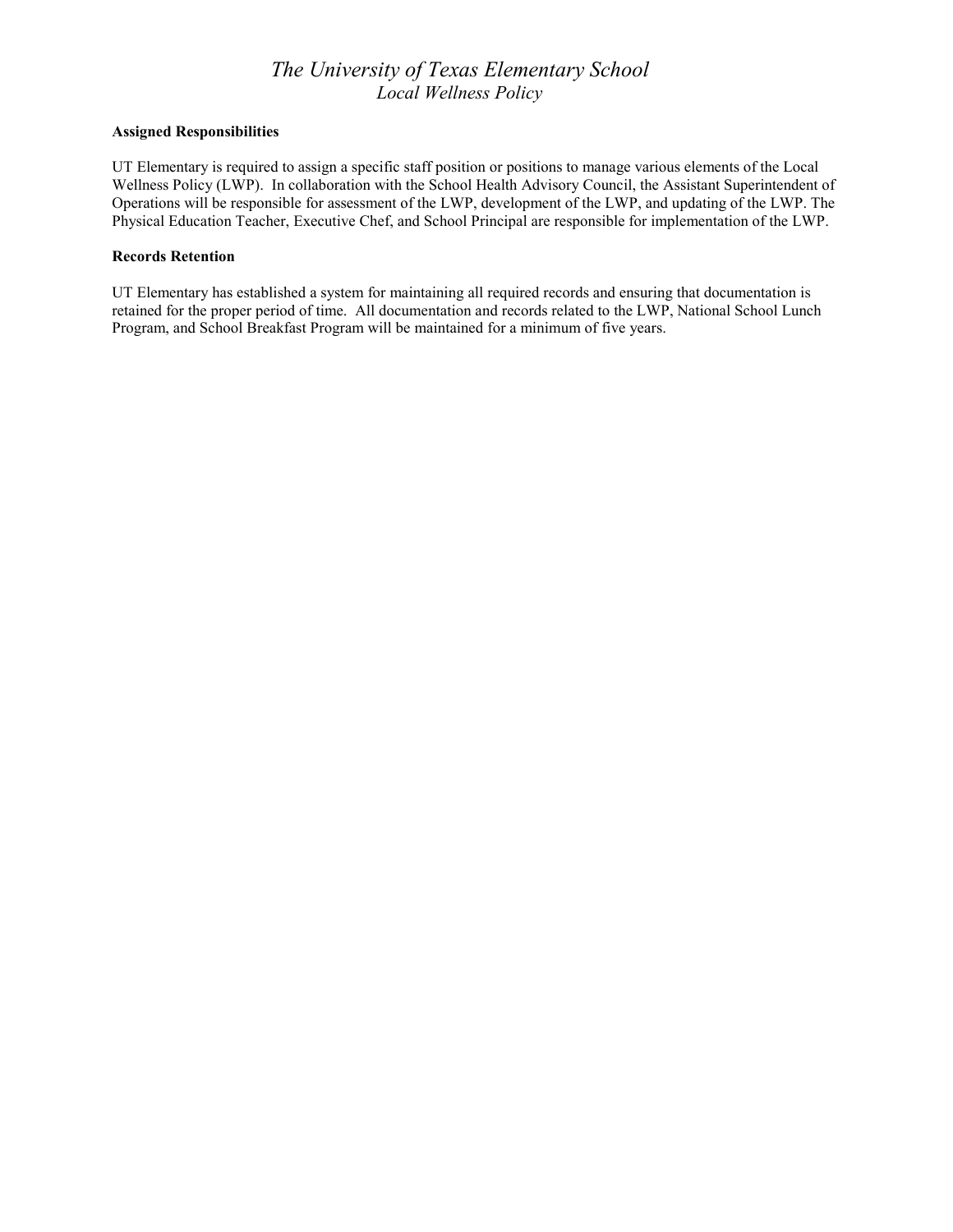**Assigned Responsibilities**

UT Elementary is required to assign a specific staff position or positions to manage various elements of the Local Wellness Policy (LWP). In collaboration with the School Health Advisory Council, the Assistant Superintendent of Operations will be responsible for assessment of the LWP, development of the LWP, and updating of the LWP. The Physical Education Teacher, Executive Chef, and School Principal are responsible for implementation of the LWP.

**Records Retention**

UT Elementary has established a system for maintaining all required records and ensuring that documentation is retained for the proper period of time. All documentation and records related to the LWP, National School Lunch Program, and School Breakfast Program will be maintained for a minimum of five years.